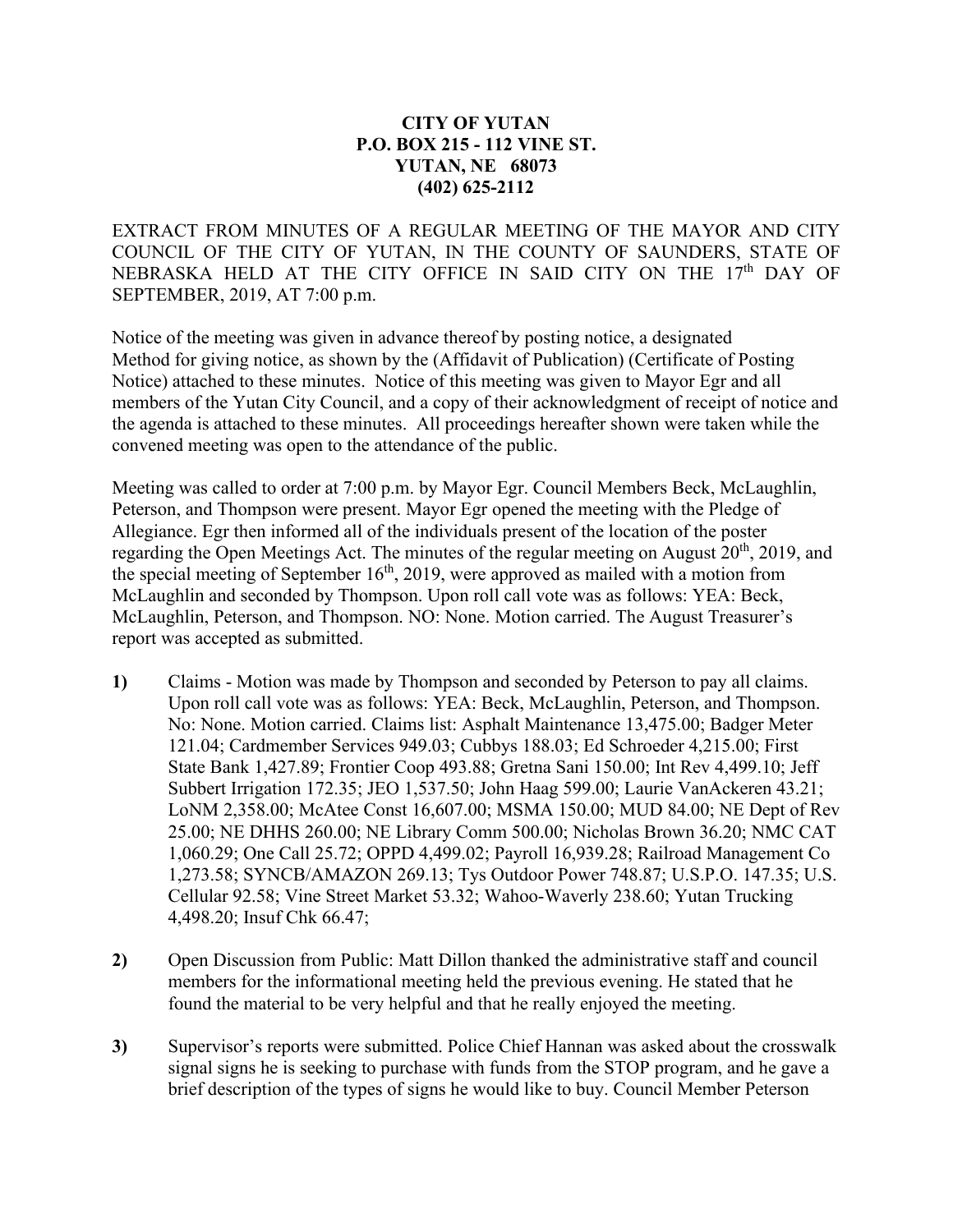**CITY OF YUTAN**
**P.O. BOX 215 - 112 VINE ST.**
**YUTAN, NE 68073**
**(402) 625-2112**

EXTRACT FROM MINUTES OF A REGULAR MEETING OF THE MAYOR AND CITY COUNCIL OF THE CITY OF YUTAN, IN THE COUNTY OF SAUNDERS, STATE OF NEBRASKA HELD AT THE CITY OFFICE IN SAID CITY ON THE 17th DAY OF SEPTEMBER, 2019, AT 7:00 p.m.

Notice of the meeting was given in advance thereof by posting notice, a designated Method for giving notice, as shown by the (Affidavit of Publication) (Certificate of Posting Notice) attached to these minutes. Notice of this meeting was given to Mayor Egr and all members of the Yutan City Council, and a copy of their acknowledgment of receipt of notice and the agenda is attached to these minutes. All proceedings hereafter shown were taken while the convened meeting was open to the attendance of the public.

Meeting was called to order at 7:00 p.m. by Mayor Egr. Council Members Beck, McLaughlin, Peterson, and Thompson were present. Mayor Egr opened the meeting with the Pledge of Allegiance. Egr then informed all of the individuals present of the location of the poster regarding the Open Meetings Act. The minutes of the regular meeting on August 20th, 2019, and the special meeting of September 16th, 2019, were approved as mailed with a motion from McLaughlin and seconded by Thompson. Upon roll call vote was as follows: YEA: Beck, McLaughlin, Peterson, and Thompson. NO: None. Motion carried. The August Treasurer's report was accepted as submitted.

**1)** Claims - Motion was made by Thompson and seconded by Peterson to pay all claims. Upon roll call vote was as follows: YEA: Beck, McLaughlin, Peterson, and Thompson. No: None. Motion carried. Claims list: Asphalt Maintenance 13,475.00; Badger Meter 121.04; Cardmember Services 949.03; Cubbys 188.03; Ed Schroeder 4,215.00; First State Bank 1,427.89; Frontier Coop 493.88; Gretna Sani 150.00; Int Rev 4,499.10; Jeff Subbert Irrigation 172.35; JEO 1,537.50; John Haag 599.00; Laurie VanAckeren 43.21; LoNM 2,358.00; McAtee Const 16,607.00; MSMA 150.00; MUD 84.00; NE Dept of Rev 25.00; NE DHHS 260.00; NE Library Comm 500.00; Nicholas Brown 36.20; NMC CAT 1,060.29; One Call 25.72; OPPD 4,499.02; Payroll 16,939.28; Railroad Management Co 1,273.58; SYNCB/AMAZON 269.13; Tys Outdoor Power 748.87; U.S.P.O. 147.35; U.S. Cellular 92.58; Vine Street Market 53.32; Wahoo-Waverly 238.60; Yutan Trucking 4,498.20; Insuf Chk 66.47;

**2)** Open Discussion from Public: Matt Dillon thanked the administrative staff and council members for the informational meeting held the previous evening. He stated that he found the material to be very helpful and that he really enjoyed the meeting.

**3)** Supervisor's reports were submitted. Police Chief Hannan was asked about the crosswalk signal signs he is seeking to purchase with funds from the STOP program, and he gave a brief description of the types of signs he would like to buy. Council Member Peterson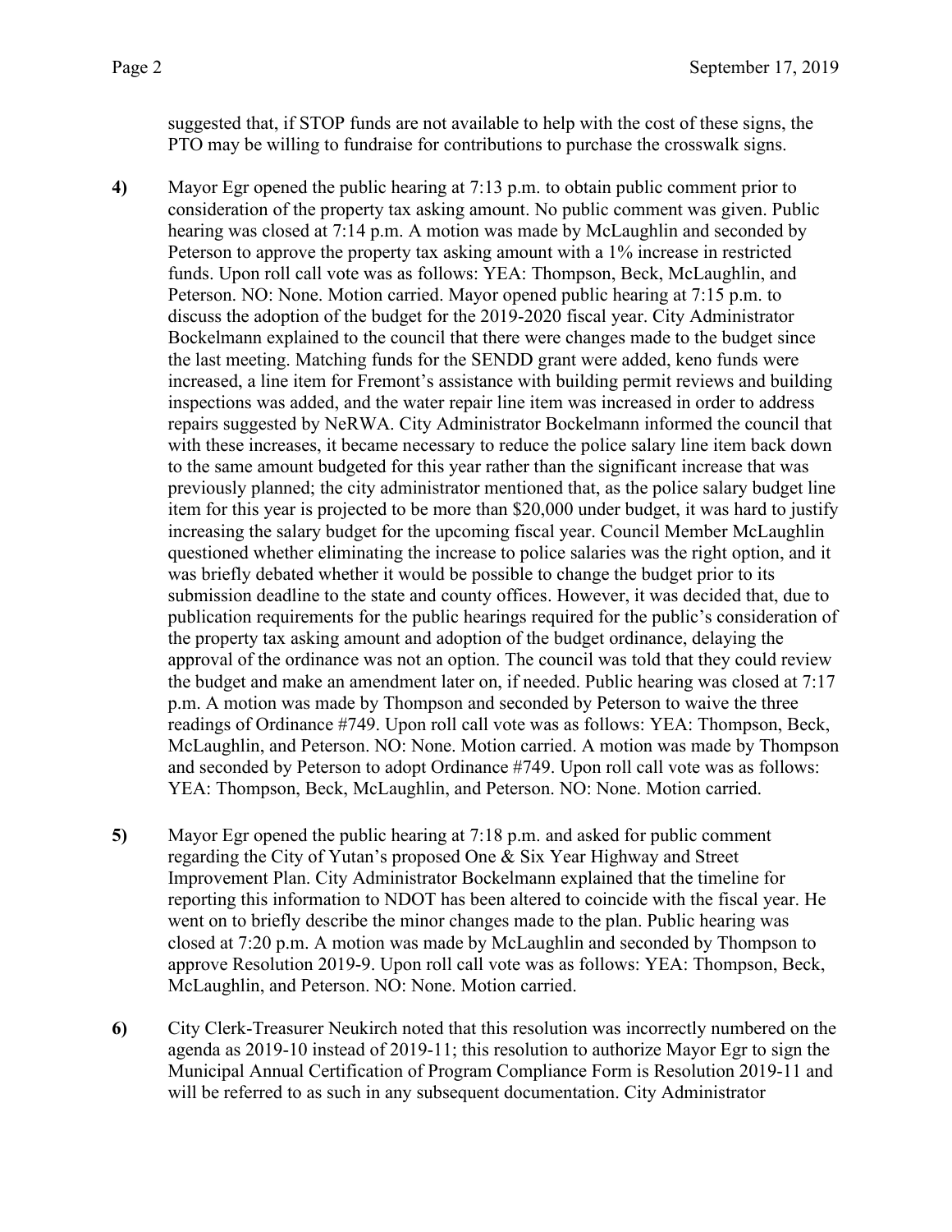suggested that, if STOP funds are not available to help with the cost of these signs, the PTO may be willing to fundraise for contributions to purchase the crosswalk signs.

**4)** Mayor Egr opened the public hearing at 7:13 p.m. to obtain public comment prior to consideration of the property tax asking amount. No public comment was given. Public hearing was closed at 7:14 p.m. A motion was made by McLaughlin and seconded by Peterson to approve the property tax asking amount with a 1% increase in restricted funds. Upon roll call vote was as follows: YEA: Thompson, Beck, McLaughlin, and Peterson. NO: None. Motion carried. Mayor opened public hearing at 7:15 p.m. to discuss the adoption of the budget for the 2019-2020 fiscal year. City Administrator Bockelmann explained to the council that there were changes made to the budget since the last meeting. Matching funds for the SENDD grant were added, keno funds were increased, a line item for Fremont's assistance with building permit reviews and building inspections was added, and the water repair line item was increased in order to address repairs suggested by NeRWA. City Administrator Bockelmann informed the council that with these increases, it became necessary to reduce the police salary line item back down to the same amount budgeted for this year rather than the significant increase that was previously planned; the city administrator mentioned that, as the police salary budget line item for this year is projected to be more than $20,000 under budget, it was hard to justify increasing the salary budget for the upcoming fiscal year. Council Member McLaughlin questioned whether eliminating the increase to police salaries was the right option, and it was briefly debated whether it would be possible to change the budget prior to its submission deadline to the state and county offices. However, it was decided that, due to publication requirements for the public hearings required for the public's consideration of the property tax asking amount and adoption of the budget ordinance, delaying the approval of the ordinance was not an option. The council was told that they could review the budget and make an amendment later on, if needed. Public hearing was closed at 7:17 p.m. A motion was made by Thompson and seconded by Peterson to waive the three readings of Ordinance #749. Upon roll call vote was as follows: YEA: Thompson, Beck, McLaughlin, and Peterson. NO: None. Motion carried. A motion was made by Thompson and seconded by Peterson to adopt Ordinance #749. Upon roll call vote was as follows: YEA: Thompson, Beck, McLaughlin, and Peterson. NO: None. Motion carried.

**5)** Mayor Egr opened the public hearing at 7:18 p.m. and asked for public comment regarding the City of Yutan's proposed One & Six Year Highway and Street Improvement Plan. City Administrator Bockelmann explained that the timeline for reporting this information to NDOT has been altered to coincide with the fiscal year. He went on to briefly describe the minor changes made to the plan. Public hearing was closed at 7:20 p.m. A motion was made by McLaughlin and seconded by Thompson to approve Resolution 2019-9. Upon roll call vote was as follows: YEA: Thompson, Beck, McLaughlin, and Peterson. NO: None. Motion carried.

**6)** City Clerk-Treasurer Neukirch noted that this resolution was incorrectly numbered on the agenda as 2019-10 instead of 2019-11; this resolution to authorize Mayor Egr to sign the Municipal Annual Certification of Program Compliance Form is Resolution 2019-11 and will be referred to as such in any subsequent documentation. City Administrator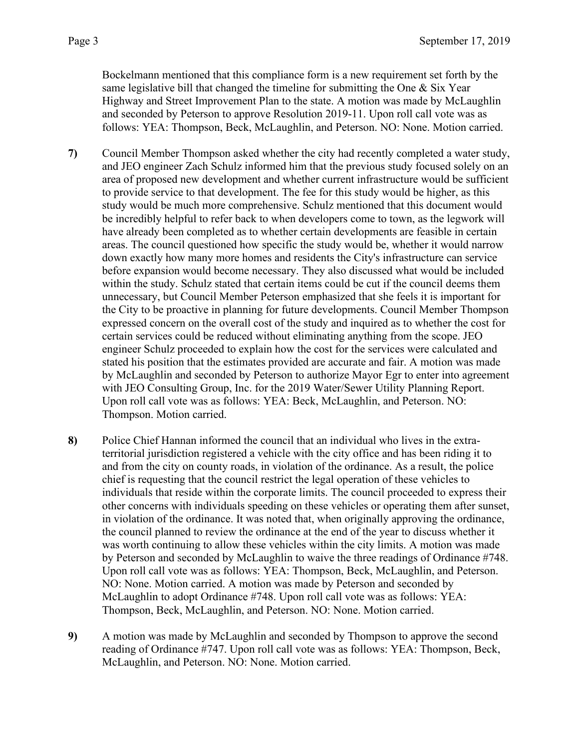Bockelmann mentioned that this compliance form is a new requirement set forth by the same legislative bill that changed the timeline for submitting the One & Six Year Highway and Street Improvement Plan to the state. A motion was made by McLaughlin and seconded by Peterson to approve Resolution 2019-11. Upon roll call vote was as follows: YEA: Thompson, Beck, McLaughlin, and Peterson. NO: None. Motion carried.

**7)** Council Member Thompson asked whether the city had recently completed a water study, and JEO engineer Zach Schulz informed him that the previous study focused solely on an area of proposed new development and whether current infrastructure would be sufficient to provide service to that development. The fee for this study would be higher, as this study would be much more comprehensive. Schulz mentioned that this document would be incredibly helpful to refer back to when developers come to town, as the legwork will have already been completed as to whether certain developments are feasible in certain areas. The council questioned how specific the study would be, whether it would narrow down exactly how many more homes and residents the City's infrastructure can service before expansion would become necessary. They also discussed what would be included within the study. Schulz stated that certain items could be cut if the council deems them unnecessary, but Council Member Peterson emphasized that she feels it is important for the City to be proactive in planning for future developments. Council Member Thompson expressed concern on the overall cost of the study and inquired as to whether the cost for certain services could be reduced without eliminating anything from the scope. JEO engineer Schulz proceeded to explain how the cost for the services were calculated and stated his position that the estimates provided are accurate and fair. A motion was made by McLaughlin and seconded by Peterson to authorize Mayor Egr to enter into agreement with JEO Consulting Group, Inc. for the 2019 Water/Sewer Utility Planning Report. Upon roll call vote was as follows: YEA: Beck, McLaughlin, and Peterson. NO: Thompson. Motion carried.

**8)** Police Chief Hannan informed the council that an individual who lives in the extra-territorial jurisdiction registered a vehicle with the city office and has been riding it to and from the city on county roads, in violation of the ordinance. As a result, the police chief is requesting that the council restrict the legal operation of these vehicles to individuals that reside within the corporate limits. The council proceeded to express their other concerns with individuals speeding on these vehicles or operating them after sunset, in violation of the ordinance. It was noted that, when originally approving the ordinance, the council planned to review the ordinance at the end of the year to discuss whether it was worth continuing to allow these vehicles within the city limits. A motion was made by Peterson and seconded by McLaughlin to waive the three readings of Ordinance #748. Upon roll call vote was as follows: YEA: Thompson, Beck, McLaughlin, and Peterson. NO: None. Motion carried. A motion was made by Peterson and seconded by McLaughlin to adopt Ordinance #748. Upon roll call vote was as follows: YEA: Thompson, Beck, McLaughlin, and Peterson. NO: None. Motion carried.

**9)** A motion was made by McLaughlin and seconded by Thompson to approve the second reading of Ordinance #747. Upon roll call vote was as follows: YEA: Thompson, Beck, McLaughlin, and Peterson. NO: None. Motion carried.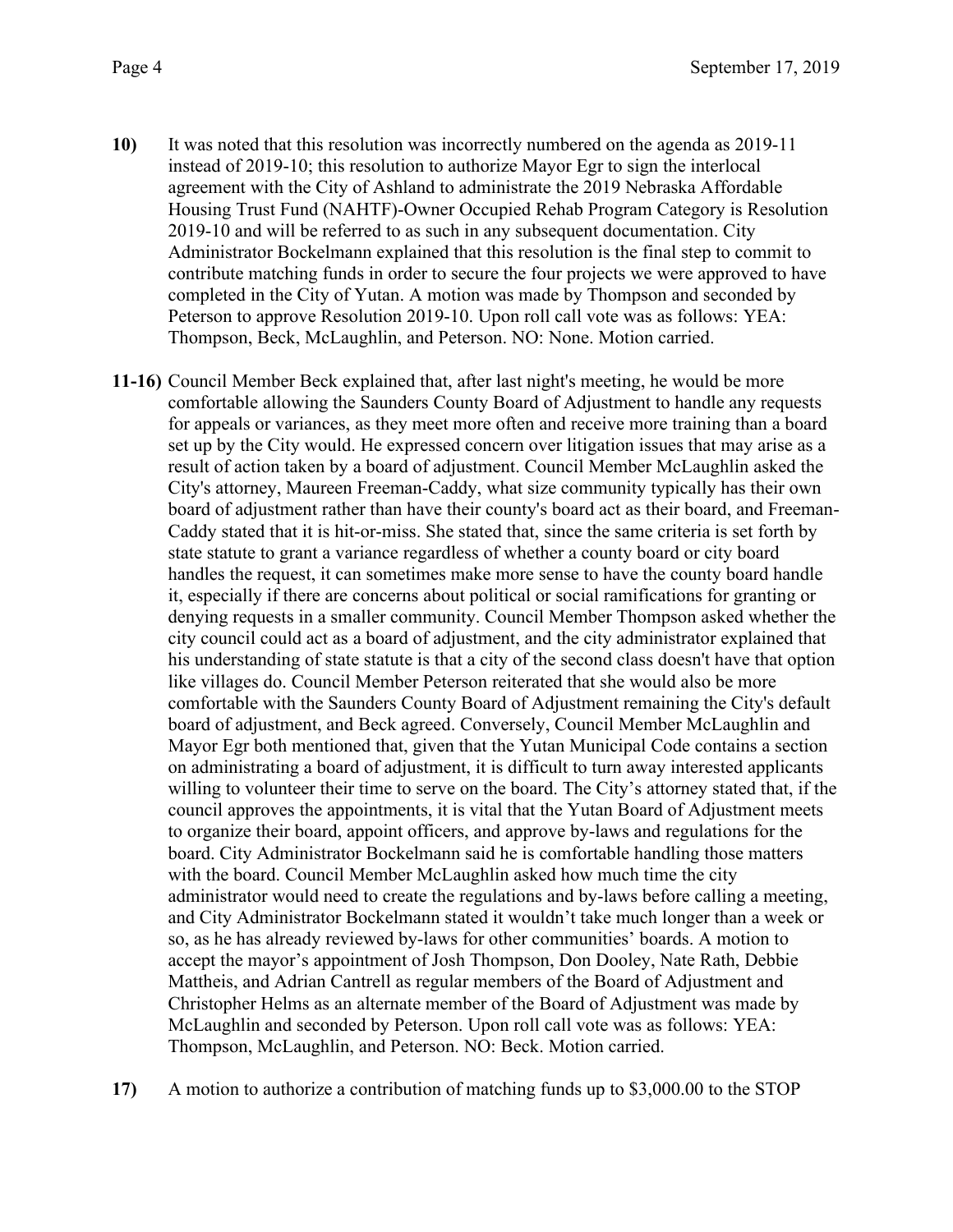**10)** It was noted that this resolution was incorrectly numbered on the agenda as 2019-11 instead of 2019-10; this resolution to authorize Mayor Egr to sign the interlocal agreement with the City of Ashland to administrate the 2019 Nebraska Affordable Housing Trust Fund (NAHTF)-Owner Occupied Rehab Program Category is Resolution 2019-10 and will be referred to as such in any subsequent documentation. City Administrator Bockelmann explained that this resolution is the final step to commit to contribute matching funds in order to secure the four projects we were approved to have completed in the City of Yutan. A motion was made by Thompson and seconded by Peterson to approve Resolution 2019-10. Upon roll call vote was as follows: YEA: Thompson, Beck, McLaughlin, and Peterson. NO: None. Motion carried.

**11-16)** Council Member Beck explained that, after last night's meeting, he would be more comfortable allowing the Saunders County Board of Adjustment to handle any requests for appeals or variances, as they meet more often and receive more training than a board set up by the City would. He expressed concern over litigation issues that may arise as a result of action taken by a board of adjustment. Council Member McLaughlin asked the City's attorney, Maureen Freeman-Caddy, what size community typically has their own board of adjustment rather than have their county's board act as their board, and Freeman-Caddy stated that it is hit-or-miss. She stated that, since the same criteria is set forth by state statute to grant a variance regardless of whether a county board or city board handles the request, it can sometimes make more sense to have the county board handle it, especially if there are concerns about political or social ramifications for granting or denying requests in a smaller community. Council Member Thompson asked whether the city council could act as a board of adjustment, and the city administrator explained that his understanding of state statute is that a city of the second class doesn't have that option like villages do. Council Member Peterson reiterated that she would also be more comfortable with the Saunders County Board of Adjustment remaining the City's default board of adjustment, and Beck agreed. Conversely, Council Member McLaughlin and Mayor Egr both mentioned that, given that the Yutan Municipal Code contains a section on administrating a board of adjustment, it is difficult to turn away interested applicants willing to volunteer their time to serve on the board. The City's attorney stated that, if the council approves the appointments, it is vital that the Yutan Board of Adjustment meets to organize their board, appoint officers, and approve by-laws and regulations for the board. City Administrator Bockelmann said he is comfortable handling those matters with the board. Council Member McLaughlin asked how much time the city administrator would need to create the regulations and by-laws before calling a meeting, and City Administrator Bockelmann stated it wouldn't take much longer than a week or so, as he has already reviewed by-laws for other communities' boards. A motion to accept the mayor's appointment of Josh Thompson, Don Dooley, Nate Rath, Debbie Mattheis, and Adrian Cantrell as regular members of the Board of Adjustment and Christopher Helms as an alternate member of the Board of Adjustment was made by McLaughlin and seconded by Peterson. Upon roll call vote was as follows: YEA: Thompson, McLaughlin, and Peterson. NO: Beck. Motion carried.

**17)** A motion to authorize a contribution of matching funds up to $3,000.00 to the STOP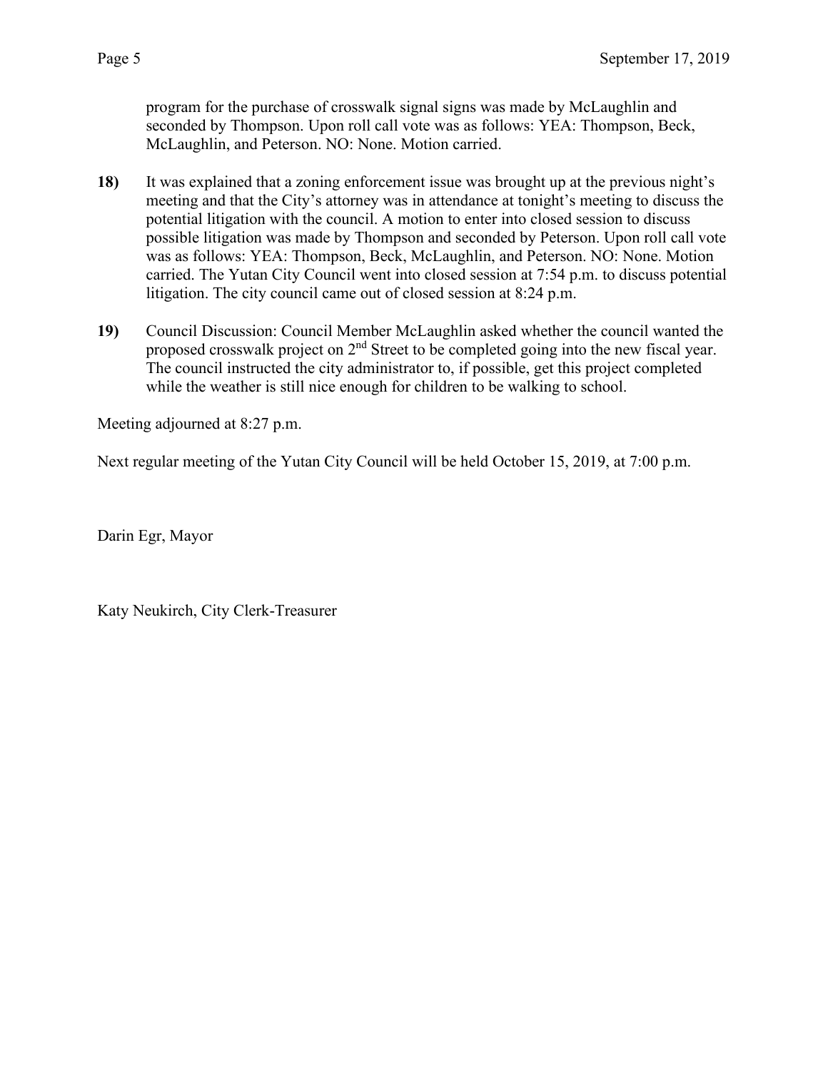program for the purchase of crosswalk signal signs was made by McLaughlin and seconded by Thompson. Upon roll call vote was as follows: YEA: Thompson, Beck, McLaughlin, and Peterson. NO: None. Motion carried.

**18)** It was explained that a zoning enforcement issue was brought up at the previous night's meeting and that the City's attorney was in attendance at tonight's meeting to discuss the potential litigation with the council. A motion to enter into closed session to discuss possible litigation was made by Thompson and seconded by Peterson. Upon roll call vote was as follows: YEA: Thompson, Beck, McLaughlin, and Peterson. NO: None. Motion carried. The Yutan City Council went into closed session at 7:54 p.m. to discuss potential litigation. The city council came out of closed session at 8:24 p.m.

**19)** Council Discussion: Council Member McLaughlin asked whether the council wanted the proposed crosswalk project on 2nd Street to be completed going into the new fiscal year. The council instructed the city administrator to, if possible, get this project completed while the weather is still nice enough for children to be walking to school.

Meeting adjourned at 8:27 p.m.

Next regular meeting of the Yutan City Council will be held October 15, 2019, at 7:00 p.m.

Darin Egr, Mayor

Katy Neukirch, City Clerk-Treasurer